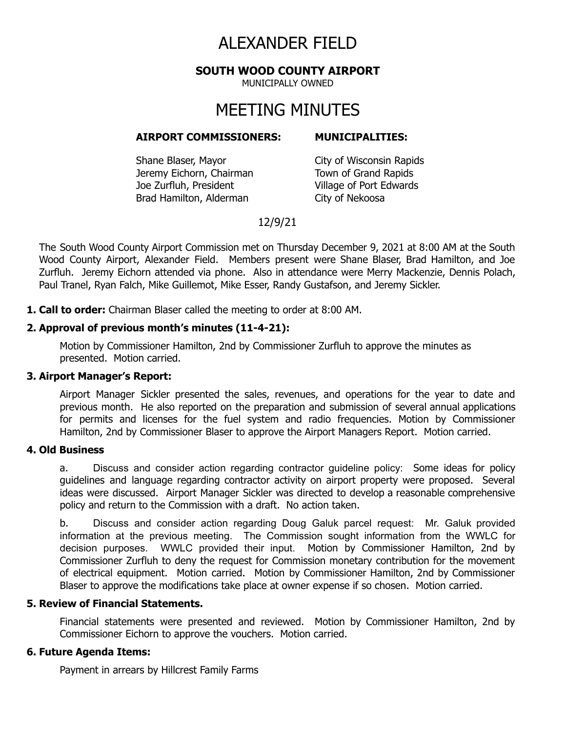# ALEXANDER FIELD

**SOUTH WOOD COUNTY AIRPORT**

MUNICIPALLY OWNED

# MEETING MINUTES

| **AIRPORT COMMISSIONERS:** | **MUNICIPALITIES:** |
|---|---|
| Shane Blaser, Mayor | City of Wisconsin Rapids |
| Jeremy Eichorn, Chairman | Town of Grand Rapids |
| Joe Zurfluh, President | Village of Port Edwards |
| Brad Hamilton, Alderman | City of Nekoosa |

12/9/21

The South Wood County Airport Commission met on Thursday December 9, 2021 at 8:00 AM at the South Wood County Airport, Alexander Field. Members present were Shane Blaser, Brad Hamilton, and Joe Zurfluh. Jeremy Eichorn attended via phone. Also in attendance were Merry Mackenzie, Dennis Polach, Paul Tranel, Ryan Falch, Mike Guillemot, Mike Esser, Randy Gustafson, and Jeremy Sickler.

**1. Call to order:** Chairman Blaser called the meeting to order at 8:00 AM.

**2. Approval of previous month's minutes (11-4-21):**

Motion by Commissioner Hamilton, 2nd by Commissioner Zurfluh to approve the minutes as presented. Motion carried.

**3. Airport Manager's Report:**

Airport Manager Sickler presented the sales, revenues, and operations for the year to date and previous month. He also reported on the preparation and submission of several annual applications for permits and licenses for the fuel system and radio frequencies. Motion by Commissioner Hamilton, 2nd by Commissioner Blaser to approve the Airport Managers Report. Motion carried.

**4. Old Business**

a. Discuss and consider action regarding contractor guideline policy: Some ideas for policy guidelines and language regarding contractor activity on airport property were proposed. Several ideas were discussed. Airport Manager Sickler was directed to develop a reasonable comprehensive policy and return to the Commission with a draft. No action taken.

b. Discuss and consider action regarding Doug Galuk parcel request: Mr. Galuk provided information at the previous meeting. The Commission sought information from the WWLC for decision purposes. WWLC provided their input. Motion by Commissioner Hamilton, 2nd by Commissioner Zurfluh to deny the request for Commission monetary contribution for the movement of electrical equipment. Motion carried. Motion by Commissioner Hamilton, 2nd by Commissioner Blaser to approve the modifications take place at owner expense if so chosen. Motion carried.

**5. Review of Financial Statements.**

Financial statements were presented and reviewed. Motion by Commissioner Hamilton, 2nd by Commissioner Eichorn to approve the vouchers. Motion carried.

**6. Future Agenda Items:**

Payment in arrears by Hillcrest Family Farms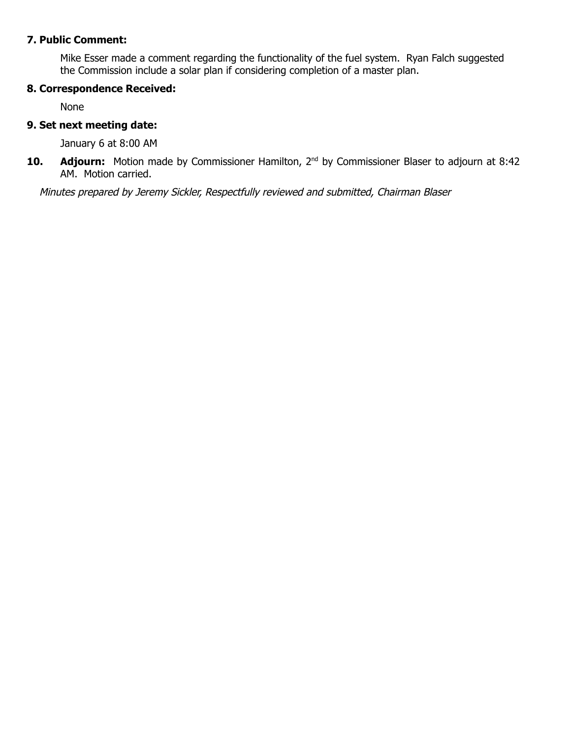**7. Public Comment:**

Mike Esser made a comment regarding the functionality of the fuel system. Ryan Falch suggested the Commission include a solar plan if considering completion of a master plan.

**8. Correspondence Received:**

None

**9. Set next meeting date:**

January 6 at 8:00 AM

**10. Adjourn:** Motion made by Commissioner Hamilton, 2nd by Commissioner Blaser to adjourn at 8:42 AM. Motion carried.

*Minutes prepared by Jeremy Sickler, Respectfully reviewed and submitted, Chairman Blaser*